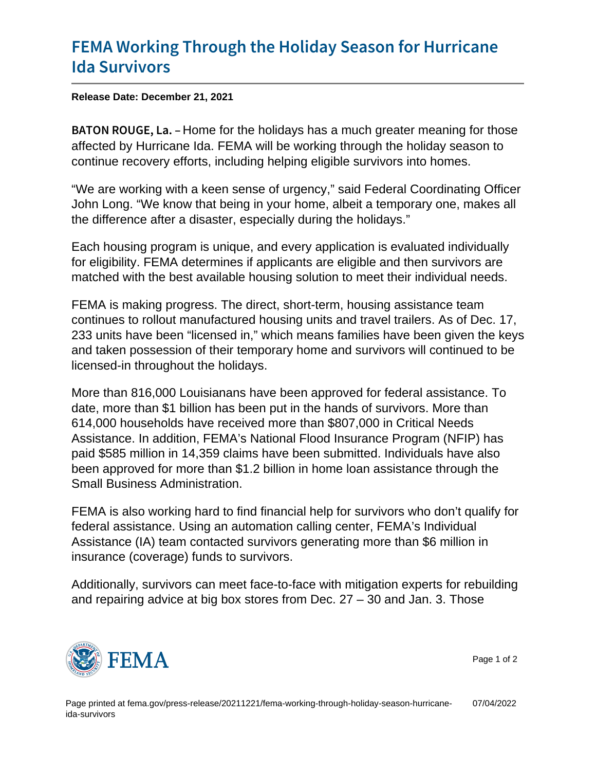# FEMA Working Through the Holiday Season for Hurricane Ida Survivors

**Release Date: December 21, 2021**

**BATON ROUGE, La.** – Home for the holidays has a much greater meaning for those affected by Hurricane Ida. FEMA will be working through the holiday season to continue recovery efforts, including helping eligible survivors into homes.

"We are working with a keen sense of urgency," said Federal Coordinating Officer John Long. "We know that being in your home, albeit a temporary one, makes all the difference after a disaster, especially during the holidays."

Each housing program is unique, and every application is evaluated individually for eligibility. FEMA determines if applicants are eligible and then survivors are matched with the best available housing solution to meet their individual needs.

FEMA is making progress. The direct, short-term, housing assistance team continues to rollout manufactured housing units and travel trailers. As of Dec. 17, 233 units have been "licensed in," which means families have been given the keys and taken possession of their temporary home and survivors will continued to be licensed-in throughout the holidays.

More than 816,000 Louisianans have been approved for federal assistance. To date, more than $1 billion has been put in the hands of survivors. More than 614,000 households have received more than $807,000 in Critical Needs Assistance. In addition, FEMA's National Flood Insurance Program (NFIP) has paid $585 million in 14,359 claims have been submitted. Individuals have also been approved for more than $1.2 billion in home loan assistance through the Small Business Administration.

FEMA is also working hard to find financial help for survivors who don't qualify for federal assistance. Using an automation calling center, FEMA's Individual Assistance (IA) team contacted survivors generating more than $6 million in insurance (coverage) funds to survivors.

Additionally, survivors can meet face-to-face with mitigation experts for rebuilding and repairing advice at big box stores from Dec. 27 – 30 and Jan. 3. Those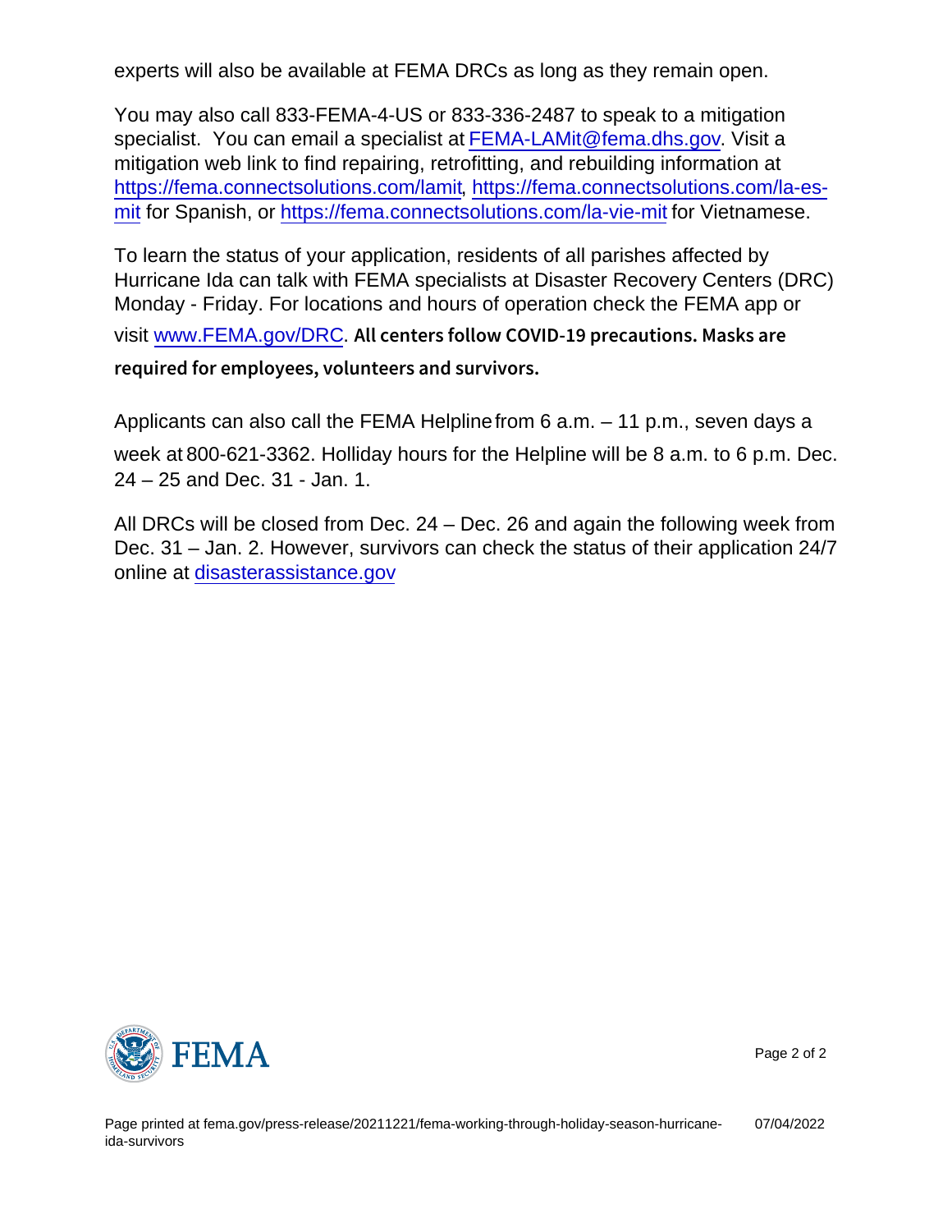experts will also be available at FEMA DRCs as long as they remain open.

You may also call 833-FEMA-4-US or 833-336-2487 to speak to a mitigation specialist. You can email a specialist at FEMA-LAMit@fema.dhs.gov. Visit a mitigation web link to find repairing, retrofitting, and rebuilding information at https://fema.connectsolutions.com/lamit, https://fema.connectsolutions.com/la-es-mit for Spanish, or https://fema.connectsolutions.com/la-vie-mit for Vietnamese.

To learn the status of your application, residents of all parishes affected by Hurricane Ida can talk with FEMA specialists at Disaster Recovery Centers (DRC) Monday - Friday. For locations and hours of operation check the FEMA app or visit www.FEMA.gov/DRC. **All centers follow COVID-19 precautions. Masks are required for employees, volunteers and survivors.**

Applicants can also call the FEMA Helpline from 6 a.m. – 11 p.m., seven days a week at 800-621-3362. Holliday hours for the Helpline will be 8 a.m. to 6 p.m. Dec. 24 – 25 and Dec. 31 - Jan. 1.

All DRCs will be closed from Dec. 24 – Dec. 26 and again the following week from Dec. 31 – Jan. 2. However, survivors can check the status of their application 24/7 online at disasterassistance.gov